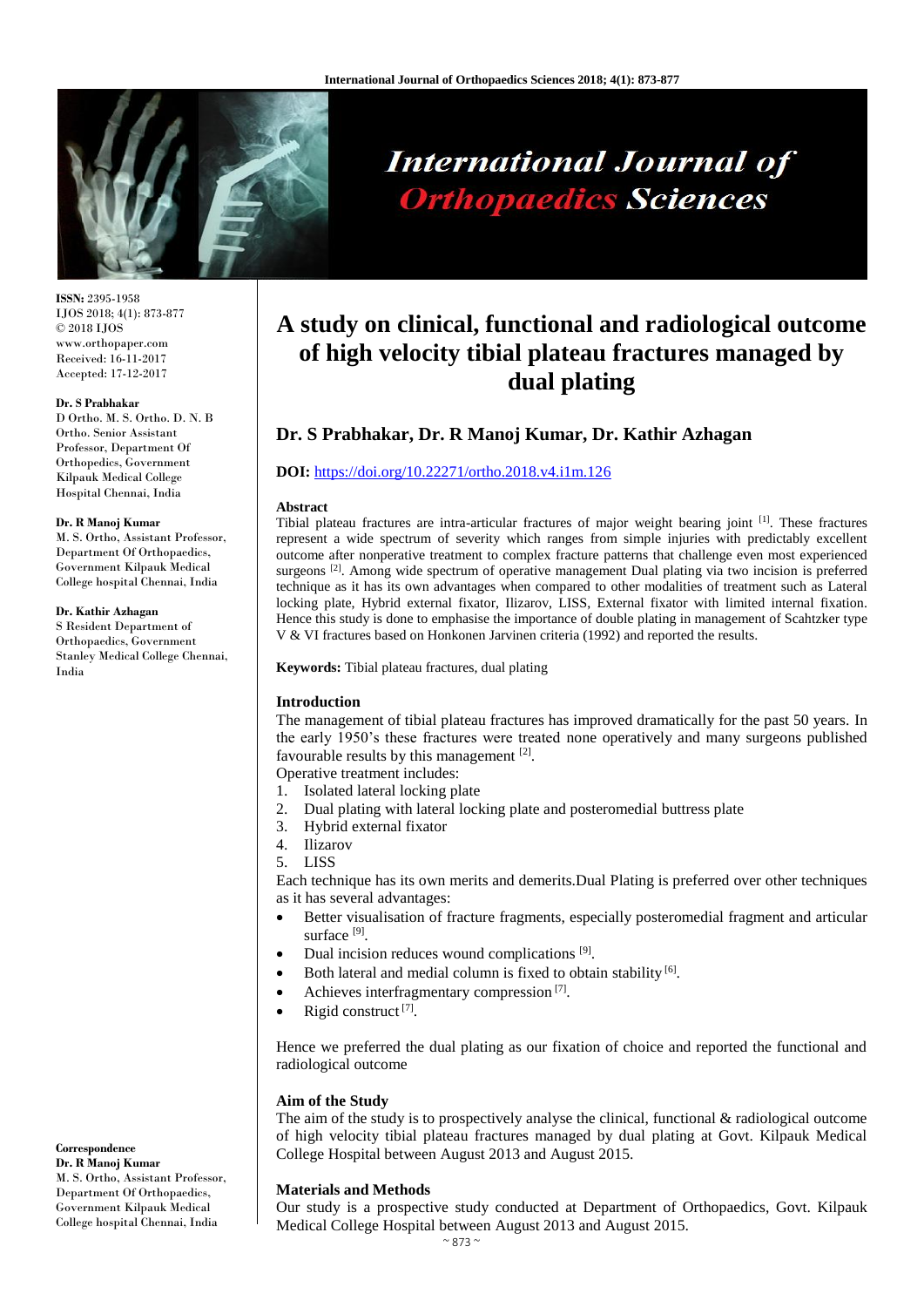ISSN: 2395-1958
IJOS 2018; 4(1): 873-877
© 2018 IJOS
www.orthopaper.com
Received: 16-11-2017
Accepted: 17-12-2017

**Dr. S Prabhakar**
D Ortho. M. S. Ortho. D. N. B Ortho. Senior Assistant Professor, Department Of Orthopedics, Government Kilpauk Medical College Hospital Chennai, India

**Dr. R Manoj Kumar**
M. S. Ortho, Assistant Professor, Department Of Orthopaedics, Government Kilpauk Medical College hospital Chennai, India

**Dr. Kathir Azhagan**
S Resident Department of Orthopaedics, Government Stanley Medical College Chennai, India

**Correspondence**
**Dr. R Manoj Kumar**
M. S. Ortho, Assistant Professor, Department Of Orthopaedics, Government Kilpauk Medical College hospital Chennai, India

# A study on clinical, functional and radiological outcome of high velocity tibial plateau fractures managed by dual plating

**Dr. S Prabhakar, Dr. R Manoj Kumar, Dr. Kathir Azhagan**

**DOI:** https://doi.org/10.22271/ortho.2018.v4.i1m.126

## Abstract

Tibial plateau fractures are intra-articular fractures of major weight bearing joint [1]. These fractures represent a wide spectrum of severity which ranges from simple injuries with predictably excellent outcome after nonperative treatment to complex fracture patterns that challenge even most experienced surgeons [2]. Among wide spectrum of operative management Dual plating via two incision is preferred technique as it has its own advantages when compared to other modalities of treatment such as Lateral locking plate, Hybrid external fixator, Ilizarov, LISS, External fixator with limited internal fixation. Hence this study is done to emphasise the importance of double plating in management of Scahtzker type V & VI fractures based on Honkonen Jarvinen criteria (1992) and reported the results.

**Keywords:** Tibial plateau fractures, dual plating

## Introduction

The management of tibial plateau fractures has improved dramatically for the past 50 years. In the early 1950's these fractures were treated none operatively and many surgeons published favourable results by this management [2].

Operative treatment includes:

1. Isolated lateral locking plate
2. Dual plating with lateral locking plate and posteromedial buttress plate
3. Hybrid external fixator
4. Ilizarov
5. LISS

Each technique has its own merits and demerits.Dual Plating is preferred over other techniques as it has several advantages:

- Better visualisation of fracture fragments, especially posteromedial fragment and articular surface [9].
- Dual incision reduces wound complications [9].
- Both lateral and medial column is fixed to obtain stability [6].
- Achieves interfragmentary compression [7].
- Rigid construct [7].

Hence we preferred the dual plating as our fixation of choice and reported the functional and radiological outcome

## Aim of the Study

The aim of the study is to prospectively analyse the clinical, functional & radiological outcome of high velocity tibial plateau fractures managed by dual plating at Govt. Kilpauk Medical College Hospital between August 2013 and August 2015.

## Materials and Methods

Our study is a prospective study conducted at Department of Orthopaedics, Govt. Kilpauk Medical College Hospital between August 2013 and August 2015.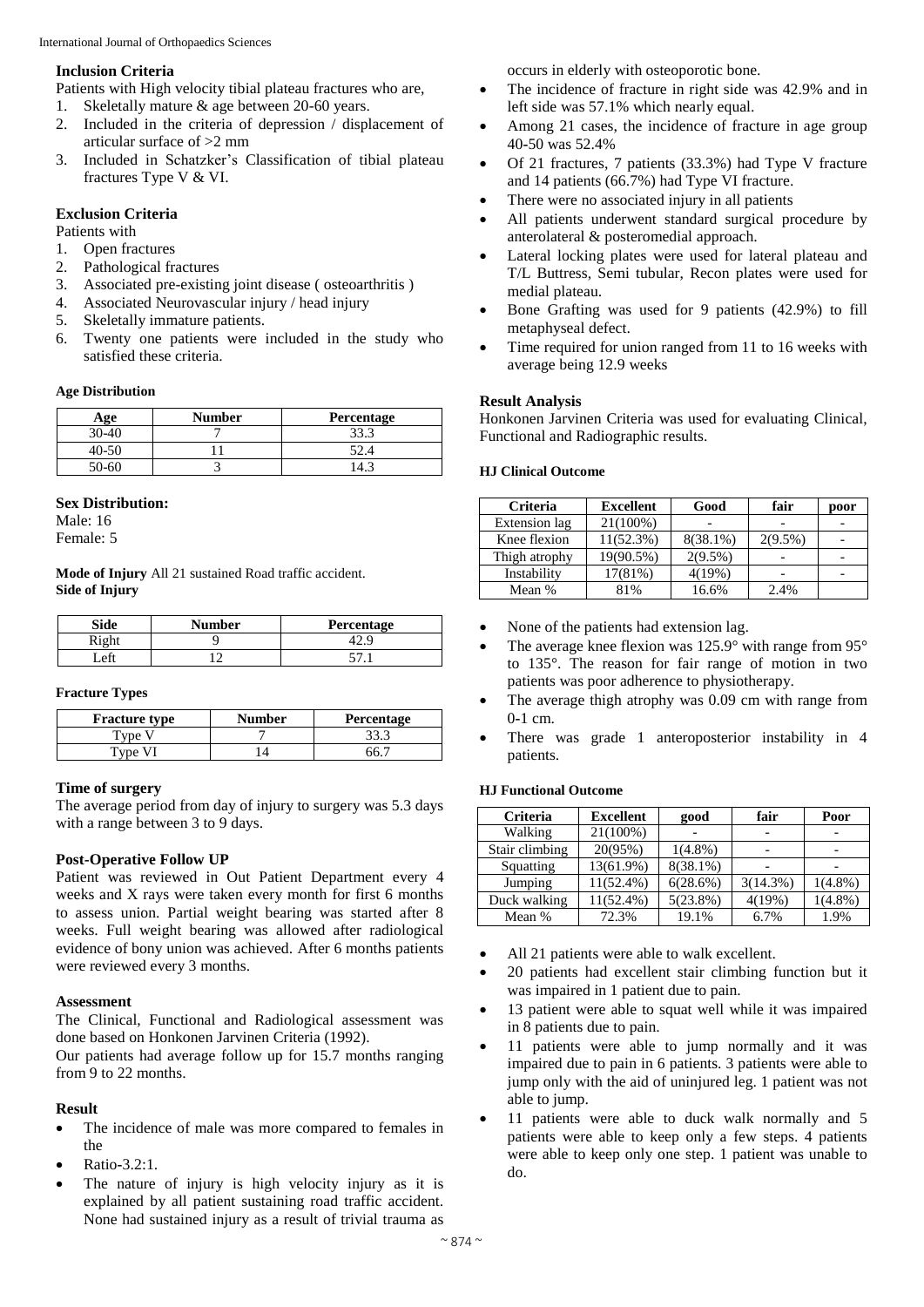### Inclusion Criteria

Patients with High velocity tibial plateau fractures who are,

1. Skeletally mature & age between 20-60 years.
2. Included in the criteria of depression / displacement of articular surface of >2 mm
3. Included in Schatzker's Classification of tibial plateau fractures Type V & VI.

### Exclusion Criteria

Patients with

1. Open fractures
2. Pathological fractures
3. Associated pre-existing joint disease ( osteoarthritis )
4. Associated Neurovascular injury / head injury
5. Skeletally immature patients.
6. Twenty one patients were included in the study who satisfied these criteria.

**Age Distribution**

| Age | Number | Percentage |
|---|---|---|
| 30-40 | 7 | 33.3 |
| 40-50 | 11 | 52.4 |
| 50-60 | 3 | 14.3 |

**Sex Distribution:**

Male: 16

Female: 5

**Mode of Injury** All 21 sustained Road traffic accident.

**Side of Injury**

| Side | Number | Percentage |
|---|---|---|
| Right | 9 | 42.9 |
| Left | 12 | 57.1 |

**Fracture Types**

| Fracture type | Number | Percentage |
|---|---|---|
| Type V | 7 | 33.3 |
| Type VI | 14 | 66.7 |

### Time of surgery

The average period from day of injury to surgery was 5.3 days with a range between 3 to 9 days.

### Post-Operative Follow UP

Patient was reviewed in Out Patient Department every 4 weeks and X rays were taken every month for first 6 months to assess union. Partial weight bearing was started after 8 weeks. Full weight bearing was allowed after radiological evidence of bony union was achieved. After 6 months patients were reviewed every 3 months.

### Assessment

The Clinical, Functional and Radiological assessment was done based on Honkonen Jarvinen Criteria (1992).

Our patients had average follow up for 15.7 months ranging from 9 to 22 months.

### Result

- The incidence of male was more compared to females in the
- Ratio-3.2:1.
- The nature of injury is high velocity injury as it is explained by all patient sustaining road traffic accident. None had sustained injury as a result of trivial trauma as occurs in elderly with osteoporotic bone.
- The incidence of fracture in right side was 42.9% and in left side was 57.1% which nearly equal.
- Among 21 cases, the incidence of fracture in age group 40-50 was 52.4%
- Of 21 fractures, 7 patients (33.3%) had Type V fracture and 14 patients (66.7%) had Type VI fracture.
- There were no associated injury in all patients
- All patients underwent standard surgical procedure by anterolateral & posteromedial approach.
- Lateral locking plates were used for lateral plateau and T/L Buttress, Semi tubular, Recon plates were used for medial plateau.
- Bone Grafting was used for 9 patients (42.9%) to fill metaphyseal defect.
- Time required for union ranged from 11 to 16 weeks with average being 12.9 weeks

### Result Analysis

Honkonen Jarvinen Criteria was used for evaluating Clinical, Functional and Radiographic results.

**HJ Clinical Outcome**

| Criteria | Excellent | Good | fair | poor |
|---|---|---|---|---|
| Extension lag | 21(100%) | - | - | - |
| Knee flexion | 11(52.3%) | 8(38.1%) | 2(9.5%) | - |
| Thigh atrophy | 19(90.5%) | 2(9.5%) | - | - |
| Instability | 17(81%) | 4(19%) | - | - |
| Mean % | 81% | 16.6% | 2.4% | |

- None of the patients had extension lag.
- The average knee flexion was 125.9° with range from 95° to 135°. The reason for fair range of motion in two patients was poor adherence to physiotherapy.
- The average thigh atrophy was 0.09 cm with range from 0-1 cm.
- There was grade 1 anteroposterior instability in 4 patients.

**HJ Functional Outcome**

| Criteria | Excellent | good | fair | Poor |
|---|---|---|---|---|
| Walking | 21(100%) | - | - | - |
| Stair climbing | 20(95%) | 1(4.8%) | - | - |
| Squatting | 13(61.9%) | 8(38.1%) | - | - |
| Jumping | 11(52.4%) | 6(28.6%) | 3(14.3%) | 1(4.8%) |
| Duck walking | 11(52.4%) | 5(23.8%) | 4(19%) | 1(4.8%) |
| Mean % | 72.3% | 19.1% | 6.7% | 1.9% |

- All 21 patients were able to walk excellent.
- 20 patients had excellent stair climbing function but it was impaired in 1 patient due to pain.
- 13 patient were able to squat well while it was impaired in 8 patients due to pain.
- 11 patients were able to jump normally and it was impaired due to pain in 6 patients. 3 patients were able to jump only with the aid of uninjured leg. 1 patient was not able to jump.
- 11 patients were able to duck walk normally and 5 patients were able to keep only a few steps. 4 patients were able to keep only one step. 1 patient was unable to do.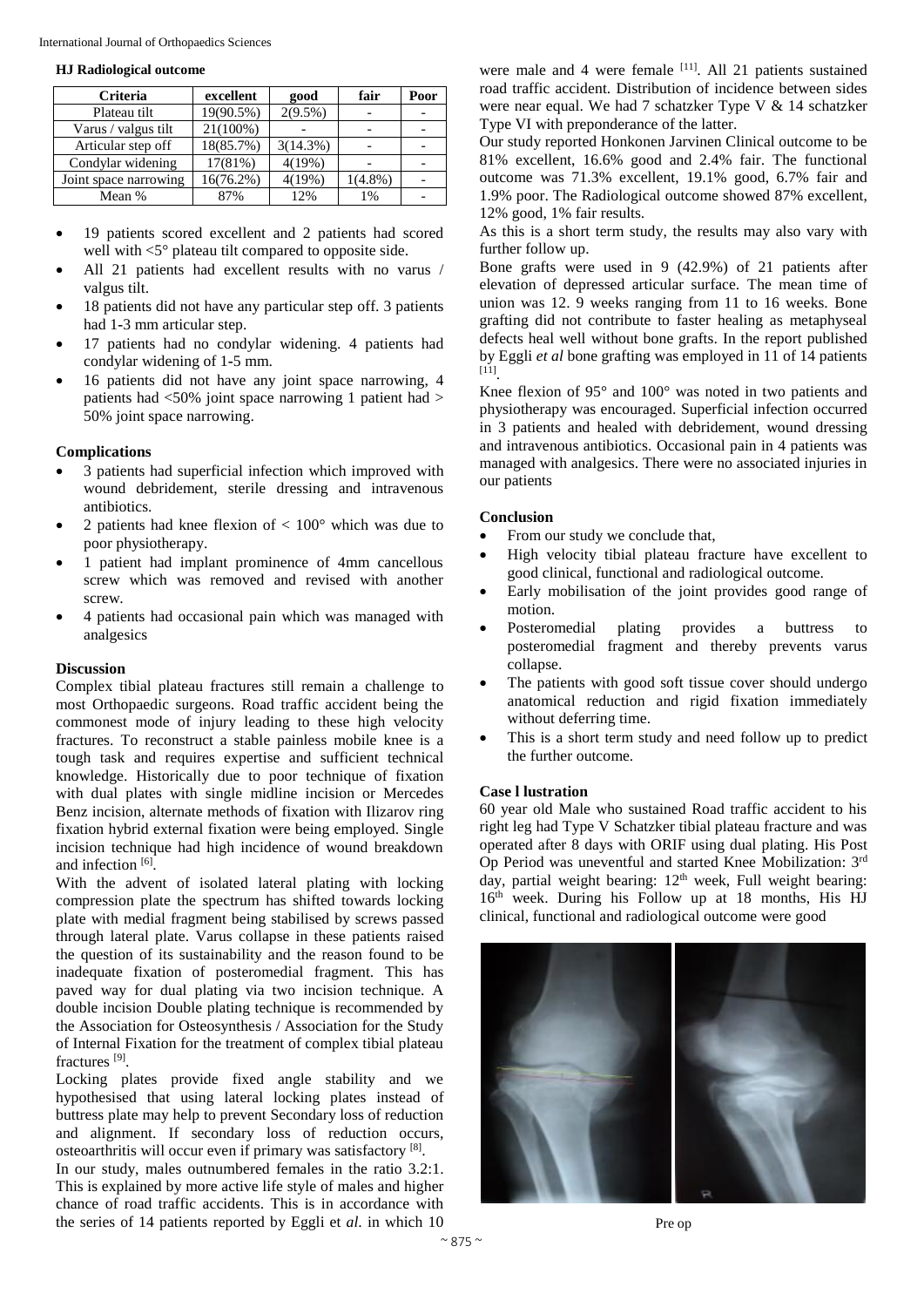#### HJ Radiological outcome

| Criteria | excellent | good | fair | Poor |
|---|---|---|---|---|
| Plateau tilt | 19(90.5%) | 2(9.5%) | - | - |
| Varus / valgus tilt | 21(100%) | - | - | - |
| Articular step off | 18(85.7%) | 3(14.3%) | - | - |
| Condylar widening | 17(81%) | 4(19%) | - | - |
| Joint space narrowing | 16(76.2%) | 4(19%) | 1(4.8%) | - |
| Mean % | 87% | 12% | 1% | - |

- 19 patients scored excellent and 2 patients had scored well with <5° plateau tilt compared to opposite side.
- All 21 patients had excellent results with no varus / valgus tilt.
- 18 patients did not have any particular step off. 3 patients had 1-3 mm articular step.
- 17 patients had no condylar widening. 4 patients had condylar widening of 1-5 mm.
- 16 patients did not have any joint space narrowing, 4 patients had <50% joint space narrowing 1 patient had > 50% joint space narrowing.

#### Complications

- 3 patients had superficial infection which improved with wound debridement, sterile dressing and intravenous antibiotics.
- 2 patients had knee flexion of < 100° which was due to poor physiotherapy.
- 1 patient had implant prominence of 4mm cancellous screw which was removed and revised with another screw.
- 4 patients had occasional pain which was managed with analgesics

#### Discussion

Complex tibial plateau fractures still remain a challenge to most Orthopaedic surgeons. Road traffic accident being the commonest mode of injury leading to these high velocity fractures. To reconstruct a stable painless mobile knee is a tough task and requires expertise and sufficient technical knowledge. Historically due to poor technique of fixation with dual plates with single midline incision or Mercedes Benz incision, alternate methods of fixation with Ilizarov ring fixation hybrid external fixation were being employed. Single incision technique had high incidence of wound breakdown and infection [6].

With the advent of isolated lateral plating with locking compression plate the spectrum has shifted towards locking plate with medial fragment being stabilised by screws passed through lateral plate. Varus collapse in these patients raised the question of its sustainability and the reason found to be inadequate fixation of posteromedial fragment. This has paved way for dual plating via two incision technique. A double incision Double plating technique is recommended by the Association for Osteosynthesis / Association for the Study of Internal Fixation for the treatment of complex tibial plateau fractures [9].

Locking plates provide fixed angle stability and we hypothesised that using lateral locking plates instead of buttress plate may help to prevent Secondary loss of reduction and alignment. If secondary loss of reduction occurs, osteoarthritis will occur even if primary was satisfactory [8].

In our study, males outnumbered females in the ratio 3.2:1. This is explained by more active life style of males and higher chance of road traffic accidents. This is in accordance with the series of 14 patients reported by Eggli et *al*. in which 10 were male and 4 were female [11]. All 21 patients sustained road traffic accident. Distribution of incidence between sides were near equal. We had 7 schatzker Type V & 14 schatzker Type VI with preponderance of the latter.

Our study reported Honkonen Jarvinen Clinical outcome to be 81% excellent, 16.6% good and 2.4% fair. The functional outcome was 71.3% excellent, 19.1% good, 6.7% fair and 1.9% poor. The Radiological outcome showed 87% excellent, 12% good, 1% fair results.

As this is a short term study, the results may also vary with further follow up.

Bone grafts were used in 9 (42.9%) of 21 patients after elevation of depressed articular surface. The mean time of union was 12. 9 weeks ranging from 11 to 16 weeks. Bone grafting did not contribute to faster healing as metaphyseal defects heal well without bone grafts. In the report published by Eggli *et al* bone grafting was employed in 11 of 14 patients [11].

Knee flexion of 95° and 100° was noted in two patients and physiotherapy was encouraged. Superficial infection occurred in 3 patients and healed with debridement, wound dressing and intravenous antibiotics. Occasional pain in 4 patients was managed with analgesics. There were no associated injuries in our patients

#### Conclusion

- From our study we conclude that,
- High velocity tibial plateau fracture have excellent to good clinical, functional and radiological outcome.
- Early mobilisation of the joint provides good range of motion.
- Posteromedial plating provides a buttress to posteromedial fragment and thereby prevents varus collapse.
- The patients with good soft tissue cover should undergo anatomical reduction and rigid fixation immediately without deferring time.
- This is a short term study and need follow up to predict the further outcome.

#### Case l lustration

60 year old Male who sustained Road traffic accident to his right leg had Type V Schatzker tibial plateau fracture and was operated after 8 days with ORIF using dual plating. His Post Op Period was uneventful and started Knee Mobilization: 3rd day, partial weight bearing: 12th week, Full weight bearing: 16th week. During his Follow up at 18 months, His HJ clinical, functional and radiological outcome were good

Pre op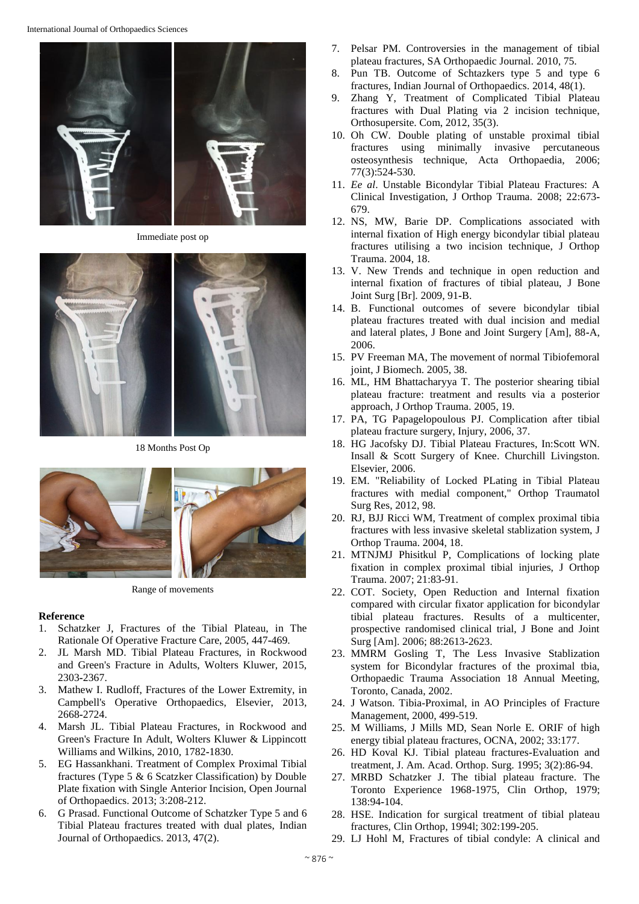Immediate post op

18 Months Post Op

Range of movements

## Reference

1. Schatzker J, Fractures of the Tibial Plateau, in The Rationale Of Operative Fracture Care, 2005, 447-469.
2. JL Marsh MD. Tibial Plateau Fractures, in Rockwood and Green's Fracture in Adults, Wolters Kluwer, 2015, 2303-2367.
3. Mathew I. Rudloff, Fractures of the Lower Extremity, in Campbell's Operative Orthopaedics, Elsevier, 2013, 2668-2724.
4. Marsh JL. Tibial Plateau Fractures, in Rockwood and Green's Fracture In Adult, Wolters Kluwer & Lippincott Williams and Wilkins, 2010, 1782-1830.
5. EG Hassankhani. Treatment of Complex Proximal Tibial fractures (Type 5 & 6 Scatzker Classification) by Double Plate fixation with Single Anterior Incision, Open Journal of Orthopaedics. 2013; 3:208-212.
6. G Prasad. Functional Outcome of Schatzker Type 5 and 6 Tibial Plateau fractures treated with dual plates, Indian Journal of Orthopaedics. 2013, 47(2).
7. Pelsar PM. Controversies in the management of tibial plateau fractures, SA Orthopaedic Journal. 2010, 75.
8. Pun TB. Outcome of Schtazkers type 5 and type 6 fractures, Indian Journal of Orthopaedics. 2014, 48(1).
9. Zhang Y, Treatment of Complicated Tibial Plateau fractures with Dual Plating via 2 incision technique, Orthosupersite. Com, 2012, 35(3).
10. Oh CW. Double plating of unstable proximal tibial fractures using minimally invasive percutaneous osteosynthesis technique, Acta Orthopaedia, 2006; 77(3):524-530.
11. *Ee al*. Unstable Bicondylar Tibial Plateau Fractures: A Clinical Investigation, J Orthop Trauma. 2008; 22:673-679.
12. NS, MW, Barie DP. Complications associated with internal fixation of High energy bicondylar tibial plateau fractures utilising a two incision technique, J Orthop Trauma. 2004, 18.
13. V. New Trends and technique in open reduction and internal fixation of fractures of tibial plateau, J Bone Joint Surg [Br]. 2009, 91-B.
14. B. Functional outcomes of severe bicondylar tibial plateau fractures treated with dual incision and medial and lateral plates, J Bone and Joint Surgery [Am], 88-A, 2006.
15. PV Freeman MA, The movement of normal Tibiofemoral joint, J Biomech. 2005, 38.
16. ML, HM Bhattacharyya T. The posterior shearing tibial plateau fracture: treatment and results via a posterior approach, J Orthop Trauma. 2005, 19.
17. PA, TG Papagelopoulous PJ. Complication after tibial plateau fracture surgery, Injury, 2006, 37.
18. HG Jacofsky DJ. Tibial Plateau Fractures, In:Scott WN. Insall & Scott Surgery of Knee. Churchill Livingston. Elsevier, 2006.
19. EM. "Reliability of Locked PLating in Tibial Plateau fractures with medial component," Orthop Traumatol Surg Res, 2012, 98.
20. RJ, BJJ Ricci WM, Treatment of complex proximal tibia fractures with less invasive skeletal stablization system, J Orthop Trauma. 2004, 18.
21. MTNJMJ Phisitkul P, Complications of locking plate fixation in complex proximal tibial injuries, J Orthop Trauma. 2007; 21:83-91.
22. COT. Society, Open Reduction and Internal fixation compared with circular fixator application for bicondylar tibial plateau fractures. Results of a multicenter, prospective randomised clinical trial, J Bone and Joint Surg [Am]. 2006; 88:2613-2623.
23. MMRM Gosling T, The Less Invasive Stablization system for Bicondylar fractures of the proximal tbia, Orthopaedic Trauma Association 18 Annual Meeting, Toronto, Canada, 2002.
24. J Watson. Tibia-Proximal, in AO Principles of Fracture Management, 2000, 499-519.
25. M Williams, J Mills MD, Sean Norle E. ORIF of high energy tibial plateau fractures, OCNA, 2002; 33:177.
26. HD Koval KJ. Tibial plateau fractures-Evaluation and treatment, J. Am. Acad. Orthop. Surg. 1995; 3(2):86-94.
27. MRBD Schatzker J. The tibial plateau fracture. The Toronto Experience 1968-1975, Clin Orthop, 1979; 138:94-104.
28. HSE. Indication for surgical treatment of tibial plateau fractures, Clin Orthop, 1994l; 302:199-205.
29. LJ Hohl M, Fractures of tibial condyle: A clinical and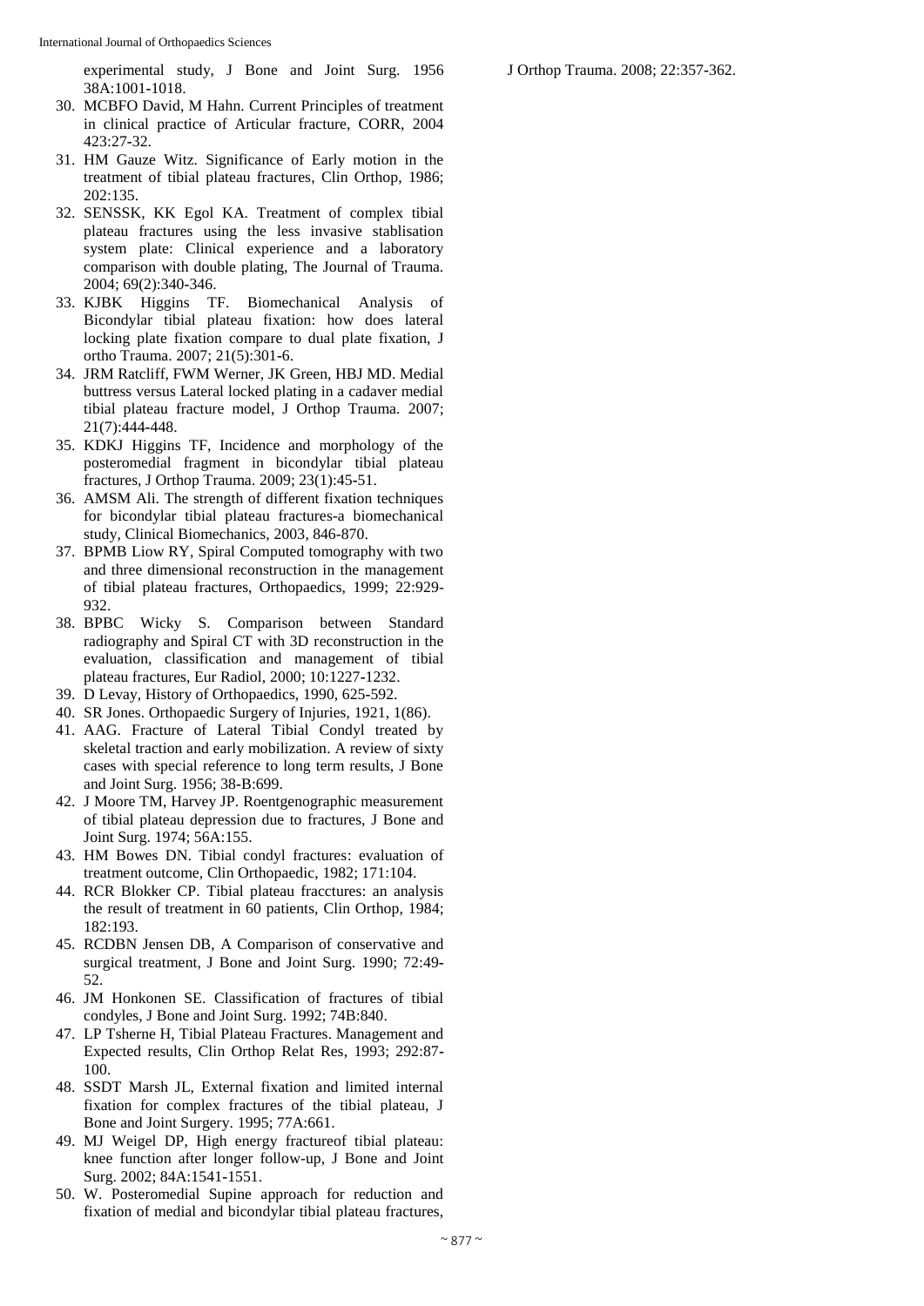experimental study, J Bone and Joint Surg. 1956 38A:1001-1018.

30. MCBFO David, M Hahn. Current Principles of treatment in clinical practice of Articular fracture, CORR, 2004 423:27-32.
31. HM Gauze Witz. Significance of Early motion in the treatment of tibial plateau fractures, Clin Orthop, 1986; 202:135.
32. SENSSK, KK Egol KA. Treatment of complex tibial plateau fractures using the less invasive stablisation system plate: Clinical experience and a laboratory comparison with double plating, The Journal of Trauma. 2004; 69(2):340-346.
33. KJBK Higgins TF. Biomechanical Analysis of Bicondylar tibial plateau fixation: how does lateral locking plate fixation compare to dual plate fixation, J ortho Trauma. 2007; 21(5):301-6.
34. JRM Ratcliff, FWM Werner, JK Green, HBJ MD. Medial buttress versus Lateral locked plating in a cadaver medial tibial plateau fracture model, J Orthop Trauma. 2007; 21(7):444-448.
35. KDKJ Higgins TF, Incidence and morphology of the posteromedial fragment in bicondylar tibial plateau fractures, J Orthop Trauma. 2009; 23(1):45-51.
36. AMSM Ali. The strength of different fixation techniques for bicondylar tibial plateau fractures-a biomechanical study, Clinical Biomechanics, 2003, 846-870.
37. BPMB Liow RY, Spiral Computed tomography with two and three dimensional reconstruction in the management of tibial plateau fractures, Orthopaedics, 1999; 22:929-932.
38. BPBC Wicky S. Comparison between Standard radiography and Spiral CT with 3D reconstruction in the evaluation, classification and management of tibial plateau fractures, Eur Radiol, 2000; 10:1227-1232.
39. D Levay, History of Orthopaedics, 1990, 625-592.
40. SR Jones. Orthopaedic Surgery of Injuries, 1921, 1(86).
41. AAG. Fracture of Lateral Tibial Condyl treated by skeletal traction and early mobilization. A review of sixty cases with special reference to long term results, J Bone and Joint Surg. 1956; 38-B:699.
42. J Moore TM, Harvey JP. Roentgenographic measurement of tibial plateau depression due to fractures, J Bone and Joint Surg. 1974; 56A:155.
43. HM Bowes DN. Tibial condyl fractures: evaluation of treatment outcome, Clin Orthopaedic, 1982; 171:104.
44. RCR Blokker CP. Tibial plateau fracctures: an analysis the result of treatment in 60 patients, Clin Orthop, 1984; 182:193.
45. RCDBN Jensen DB, A Comparison of conservative and surgical treatment, J Bone and Joint Surg. 1990; 72:49-52.
46. JM Honkonen SE. Classification of fractures of tibial condyles, J Bone and Joint Surg. 1992; 74B:840.
47. LP Tsherne H, Tibial Plateau Fractures. Management and Expected results, Clin Orthop Relat Res, 1993; 292:87-100.
48. SSDT Marsh JL, External fixation and limited internal fixation for complex fractures of the tibial plateau, J Bone and Joint Surgery. 1995; 77A:661.
49. MJ Weigel DP, High energy fractureof tibial plateau: knee function after longer follow-up, J Bone and Joint Surg. 2002; 84A:1541-1551.
50. W. Posteromedial Supine approach for reduction and fixation of medial and bicondylar tibial plateau fractures, J Orthop Trauma. 2008; 22:357-362.